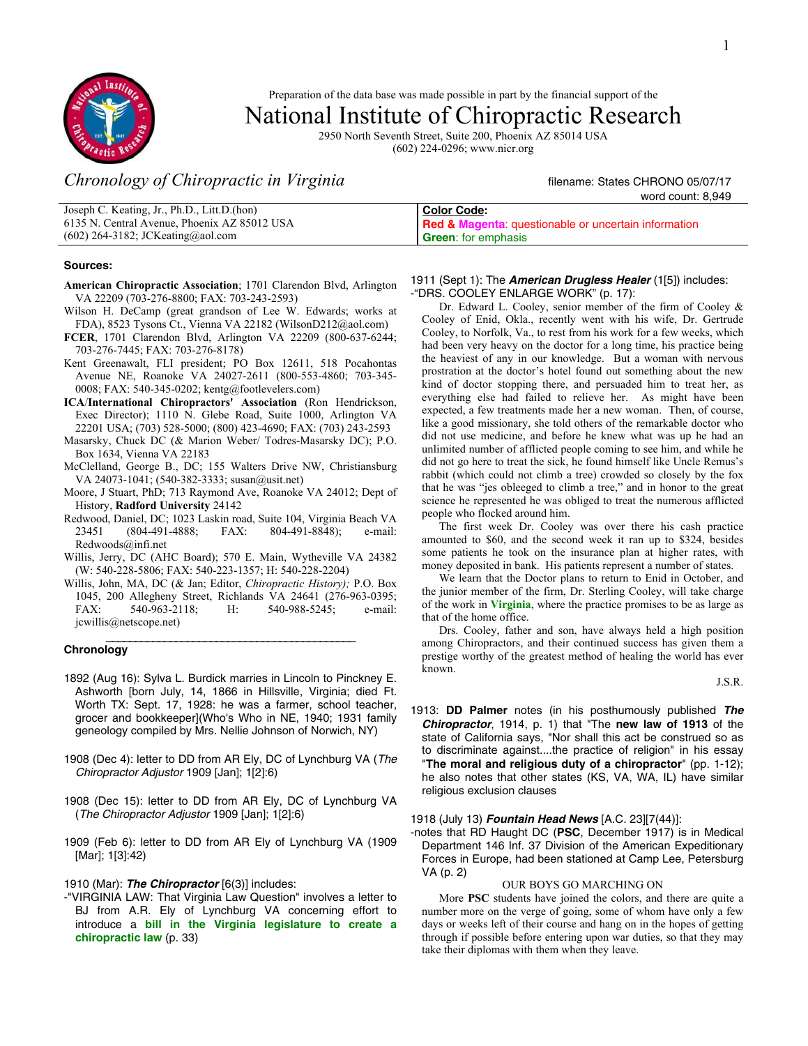Preparation of the data base was made possible in part by the financial support of the

# National Institute of Chiropractic Research

2950 North Seventh Street, Suite 200, Phoenix AZ 85014 USA
(602) 224-0296; www.nicr.org

## *Chronology of Chiropractic in Virginia*

filename: States CHRONO 05/07/17
word count: 8,949

| Joseph C. Keating, Jr., Ph.D., Litt.D.(hon)<br>6135 N. Central Avenue, Phoenix AZ 85012 USA<br>(602) 264-3182; JCKeating@aol.com | **Color Code:**<br>**Red & Magenta**: questionable or uncertain information<br>**Green**: for emphasis |
|---|---|

### Sources:

**American Chiropractic Association**; 1701 Clarendon Blvd, Arlington VA 22209 (703-276-8800; FAX: 703-243-2593)

Wilson H. DeCamp (great grandson of Lee W. Edwards; works at FDA), 8523 Tysons Ct., Vienna VA 22182 (WilsonD212@aol.com)

**FCER**, 1701 Clarendon Blvd, Arlington VA 22209 (800-637-6244; 703-276-7445; FAX: 703-276-8178)

Kent Greenawalt, FLI president; PO Box 12611, 518 Pocahontas Avenue NE, Roanoke VA 24027-2611 (800-553-4860; 703-345-0008; FAX: 540-345-0202; kentg@footlevelers.com)

**ICA/International Chiropractors' Association** (Ron Hendrickson, Exec Director); 1110 N. Glebe Road, Suite 1000, Arlington VA 22201 USA; (703) 528-5000; (800) 423-4690; FAX: (703) 243-2593

Masarsky, Chuck DC (& Marion Weber/ Todres-Masarsky DC); P.O. Box 1634, Vienna VA 22183

McClelland, George B., DC; 155 Walters Drive NW, Christiansburg VA 24073-1041; (540-382-3333; susan@usit.net)

Moore, J Stuart, PhD; 713 Raymond Ave, Roanoke VA 24012; Dept of History, **Radford University** 24142

Redwood, Daniel, DC; 1023 Laskin road, Suite 104, Virginia Beach VA 23451 (804-491-4888; FAX: 804-491-8848); e-mail: Redwoods@infi.net

Willis, Jerry, DC (AHC Board); 570 E. Main, Wytheville VA 24382 (W: 540-228-5806; FAX: 540-223-1357; H: 540-228-2204)

Willis, John, MA, DC (& Jan; Editor, *Chiropractic History);* P.O. Box 1045, 200 Allegheny Street, Richlands VA 24641 (276-963-0395; FAX: 540-963-2118; H: 540-988-5245; e-mail: jcwillis@netscope.net)

---

### Chronology

1892 (Aug 16): Sylva L. Burdick marries in Lincoln to Pinckney E. Ashworth [born July, 14, 1866 in Hillsville, Virginia; died Ft. Worth TX: Sept. 17, 1928: he was a farmer, school teacher, grocer and bookkeeper](Who's Who in NE, 1940; 1931 family geneology compiled by Mrs. Nellie Johnson of Norwich, NY)

1908 (Dec 4): letter to DD from AR Ely, DC of Lynchburg VA (*The Chiropractor Adjustor* 1909 [Jan]; 1[2]:6)

1908 (Dec 15): letter to DD from AR Ely, DC of Lynchburg VA (*The Chiropractor Adjustor* 1909 [Jan]; 1[2]:6)

1909 (Feb 6): letter to DD from AR Ely of Lynchburg VA (1909 [Mar]; 1[3]:42)

1910 (Mar): ***The Chiropractor*** [6(3)] includes:
-"VIRGINIA LAW: That Virginia Law Question" involves a letter to BJ from A.R. Ely of Lynchburg VA concerning effort to introduce a **bill in the Virginia legislature to create a chiropractic law** (p. 33)

1911 (Sept 1): The ***American Drugless Healer*** (1[5]) includes:
-"DRS. COOLEY ENLARGE WORK" (p. 17):

Dr. Edward L. Cooley, senior member of the firm of Cooley & Cooley of Enid, Okla., recently went with his wife, Dr. Gertrude Cooley, to Norfolk, Va., to rest from his work for a few weeks, which had been very heavy on the doctor for a long time, his practice being the heaviest of any in our knowledge. But a woman with nervous prostration at the doctor's hotel found out something about the new kind of doctor stopping there, and persuaded him to treat her, as everything else had failed to relieve her. As might have been expected, a few treatments made her a new woman. Then, of course, like a good missionary, she told others of the remarkable doctor who did not use medicine, and before he knew what was up he had an unlimited number of afflicted people coming to see him, and while he did not go here to treat the sick, he found himself like Uncle Remus's rabbit (which could not climb a tree) crowded so closely by the fox that he was "jes obleeged to climb a tree," and in honor to the great science he represented he was obliged to treat the numerous afflicted people who flocked around him.

The first week Dr. Cooley was over there his cash practice amounted to $60, and the second week it ran up to $324, besides some patients he took on the insurance plan at higher rates, with money deposited in bank. His patients represent a number of states.

We learn that the Doctor plans to return to Enid in October, and the junior member of the firm, Dr. Sterling Cooley, will take charge of the work in **Virginia**, where the practice promises to be as large as that of the home office.

Drs. Cooley, father and son, have always held a high position among Chiropractors, and their continued success has given them a prestige worthy of the greatest method of healing the world has ever known.

J.S.R.

1913: **DD Palmer** notes (in his posthumously published ***The Chiropractor***, 1914, p. 1) that "The **new law of 1913** of the state of California says, "Nor shall this act be construed so as to discriminate against....the practice of religion" in his essay "**The moral and religious duty of a chiropractor**" (pp. 1-12); he also notes that other states (KS, VA, WA, IL) have similar religious exclusion clauses

1918 (July 13) ***Fountain Head News*** [A.C. 23][7(44)]:
-notes that RD Haught DC (**PSC**, December 1917) is in Medical Department 146 Inf. 37 Division of the American Expeditionary Forces in Europe, had been stationed at Camp Lee, Petersburg VA (p. 2)

OUR BOYS GO MARCHING ON

More **PSC** students have joined the colors, and there are quite a number more on the verge of going, some of whom have only a few days or weeks left of their course and hang on in the hopes of getting through if possible before entering upon war duties, so that they may take their diplomas with them when they leave.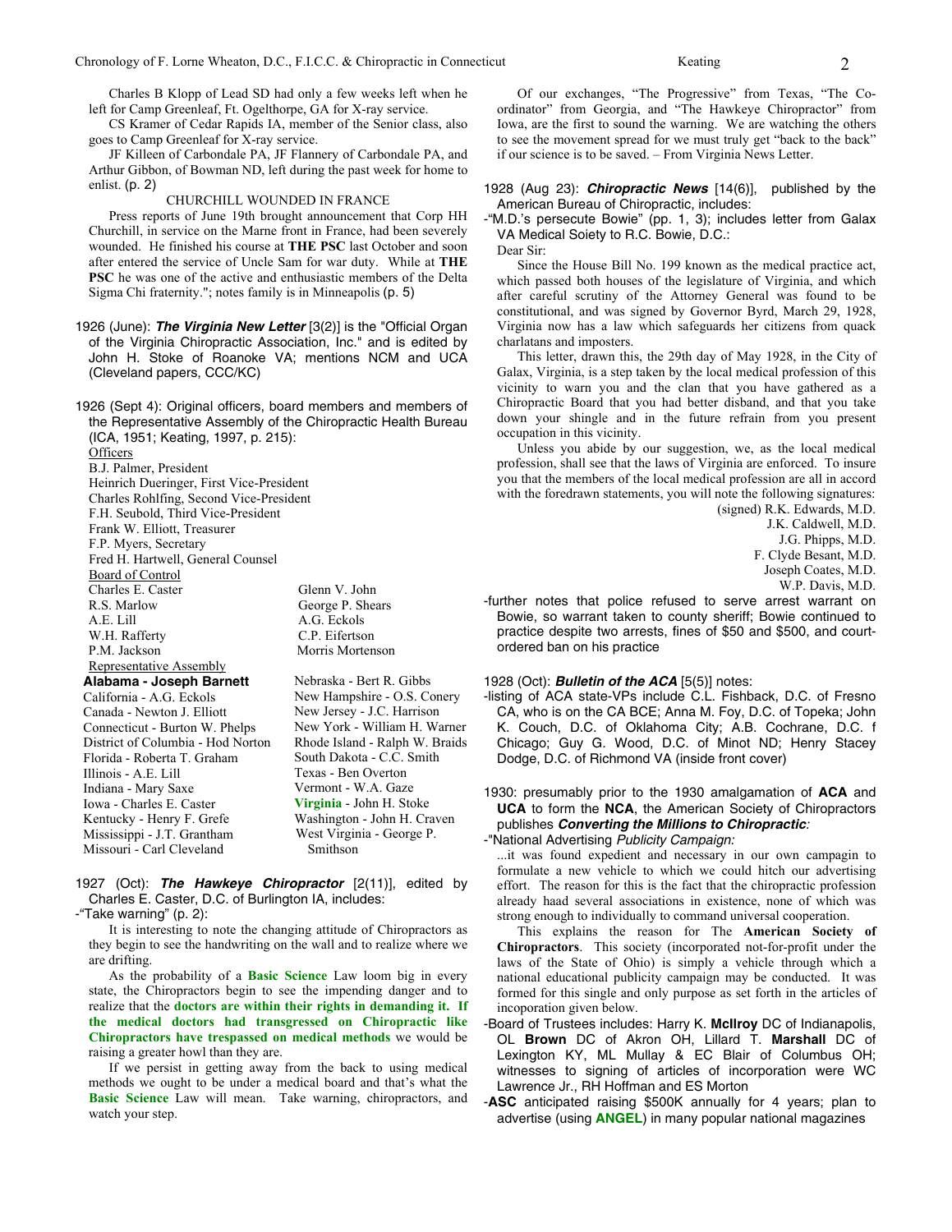Charles B Klopp of Lead SD had only a few weeks left when he left for Camp Greenleaf, Ft. Ogelthorpe, GA for X-ray service.

CS Kramer of Cedar Rapids IA, member of the Senior class, also goes to Camp Greenleaf for X-ray service.

JF Killeen of Carbondale PA, JF Flannery of Carbondale PA, and Arthur Gibbon, of Bowman ND, left during the past week for home to enlist. (p. 2)

CHURCHILL WOUNDED IN FRANCE

Press reports of June 19th brought announcement that Corp HH Churchill, in service on the Marne front in France, had been severely wounded. He finished his course at **THE PSC** last October and soon after entered the service of Uncle Sam for war duty. While at **THE PSC** he was one of the active and enthusiastic members of the Delta Sigma Chi fraternity."; notes family is in Minneapolis (p. 5)

1926 (June): ***The Virginia New Letter*** [3(2)] is the "Official Organ of the Virginia Chiropractic Association, Inc." and is edited by John H. Stoke of Roanoke VA; mentions NCM and UCA (Cleveland papers, CCC/KC)

1926 (Sept 4): Original officers, board members and members of the Representative Assembly of the Chiropractic Health Bureau (ICA, 1951; Keating, 1997, p. 215):

Officers

B.J. Palmer, President
Heinrich Dueringer, First Vice-President
Charles Rohlfing, Second Vice-President
F.H. Seubold, Third Vice-President
Frank W. Elliott, Treasurer
F.P. Myers, Secretary
Fred H. Hartwell, General Counsel

Board of Control

| | |
|---|---|
| Charles E. Caster | Glenn V. John |
| R.S. Marlow | George P. Shears |
| A.E. Lill | A.G. Eckols |
| W.H. Rafferty | C.P. Eifertson |
| P.M. Jackson | Morris Mortenson |

Representative Assembly

| | |
|---|---|
| **Alabama - Joseph Barnett** | Nebraska - Bert R. Gibbs |
| California - A.G. Eckols | New Hampshire - O.S. Conery |
| Canada - Newton J. Elliott | New Jersey - J.C. Harrison |
| Connecticut - Burton W. Phelps | New York - William H. Warner |
| District of Columbia - Hod Norton | Rhode Island - Ralph W. Braids |
| Florida - Roberta T. Graham | South Dakota - C.C. Smith |
| Illinois - A.E. Lill | Texas - Ben Overton |
| Indiana - Mary Saxe | Vermont - W.A. Gaze |
| Iowa - Charles E. Caster | **Virginia** - John H. Stoke |
| Kentucky - Henry F. Grefe | Washington - John H. Craven |
| Mississippi - J.T. Grantham | West Virginia - George P. Smithson |
| Missouri - Carl Cleveland | |

1927 (Oct): ***The Hawkeye Chiropractor*** [2(11)], edited by Charles E. Caster, D.C. of Burlington IA, includes:

-"Take warning" (p. 2):

It is interesting to note the changing attitude of Chiropractors as they begin to see the handwriting on the wall and to realize where we are drifting.

As the probability of a **Basic Science** Law loom big in every state, the Chiropractors begin to see the impending danger and to realize that the **doctors are within their rights in demanding it. If the medical doctors had transgressed on Chiropractic like Chiropractors have trespassed on medical methods** we would be raising a greater howl than they are.

If we persist in getting away from the back to using medical methods we ought to be under a medical board and that's what the **Basic Science** Law will mean. Take warning, chiropractors, and watch your step.

Of our exchanges, "The Progressive" from Texas, "The Co-ordinator" from Georgia, and "The Hawkeye Chiropractor" from Iowa, are the first to sound the warning. We are watching the others to see the movement spread for we must truly get "back to the back" if our science is to be saved. – From Virginia News Letter.

1928 (Aug 23): ***Chiropractic News*** [14(6)], published by the American Bureau of Chiropractic, includes:

-"M.D.'s persecute Bowie" (pp. 1, 3); includes letter from Galax VA Medical Soiety to R.C. Bowie, D.C.:

Dear Sir:

Since the House Bill No. 199 known as the medical practice act, which passed both houses of the legislature of Virginia, and which after careful scrutiny of the Attorney General was found to be constitutional, and was signed by Governor Byrd, March 29, 1928, Virginia now has a law which safeguards her citizens from quack charlatans and imposters.

This letter, drawn this, the 29th day of May 1928, in the City of Galax, Virginia, is a step taken by the local medical profession of this vicinity to warn you and the clan that you have gathered as a Chiropractic Board that you had better disband, and that you take down your shingle and in the future refrain from you present occupation in this vicinity.

Unless you abide by our suggestion, we, as the local medical profession, shall see that the laws of Virginia are enforced. To insure you that the members of the local medical profession are all in accord with the foredrawn statements, you will note the following signatures:

(signed) R.K. Edwards, M.D.
J.K. Caldwell, M.D.
J.G. Phipps, M.D.
F. Clyde Besant, M.D.
Joseph Coates, M.D.
W.P. Davis, M.D.

-further notes that police refused to serve arrest warrant on Bowie, so warrant taken to county sheriff; Bowie continued to practice despite two arrests, fines of $50 and $500, and court-ordered ban on his practice

1928 (Oct): ***Bulletin of the ACA*** [5(5)] notes:

-listing of ACA state-VPs include C.L. Fishback, D.C. of Fresno CA, who is on the CA BCE; Anna M. Foy, D.C. of Topeka; John K. Couch, D.C. of Oklahoma City; A.B. Cochrane, D.C. f Chicago; Guy G. Wood, D.C. of Minot ND; Henry Stacey Dodge, D.C. of Richmond VA (inside front cover)

1930: presumably prior to the 1930 amalgamation of **ACA** and **UCA** to form the **NCA**, the American Society of Chiropractors publishes ***Converting the Millions to Chiropractic:***

-"National Advertising *Publicity Campaign:*

...it was found expedient and necessary in our own campaign to formulate a new vehicle to which we could hitch our advertising effort. The reason for this is the fact that the chiropractic profession already haad several associations in existence, none of which was strong enough to individually to command universal cooperation.

This explains the reason for The **American Society of Chiropractors**. This society (incorporated not-for-profit under the laws of the State of Ohio) is simply a vehicle through which a national educational publicity campaign may be conducted. It was formed for this single and only purpose as set forth in the articles of incoporation given below.

-Board of Trustees includes: Harry K. **McIlroy** DC of Indianapolis, OL **Brown** DC of Akron OH, Lillard T. **Marshall** DC of Lexington KY, ML Mullay & EC Blair of Columbus OH; witnesses to signing of articles of incorporation were WC Lawrence Jr., RH Hoffman and ES Morton

-**ASC** anticipated raising $500K annually for 4 years; plan to advertise (using **ANGEL**) in many popular national magazines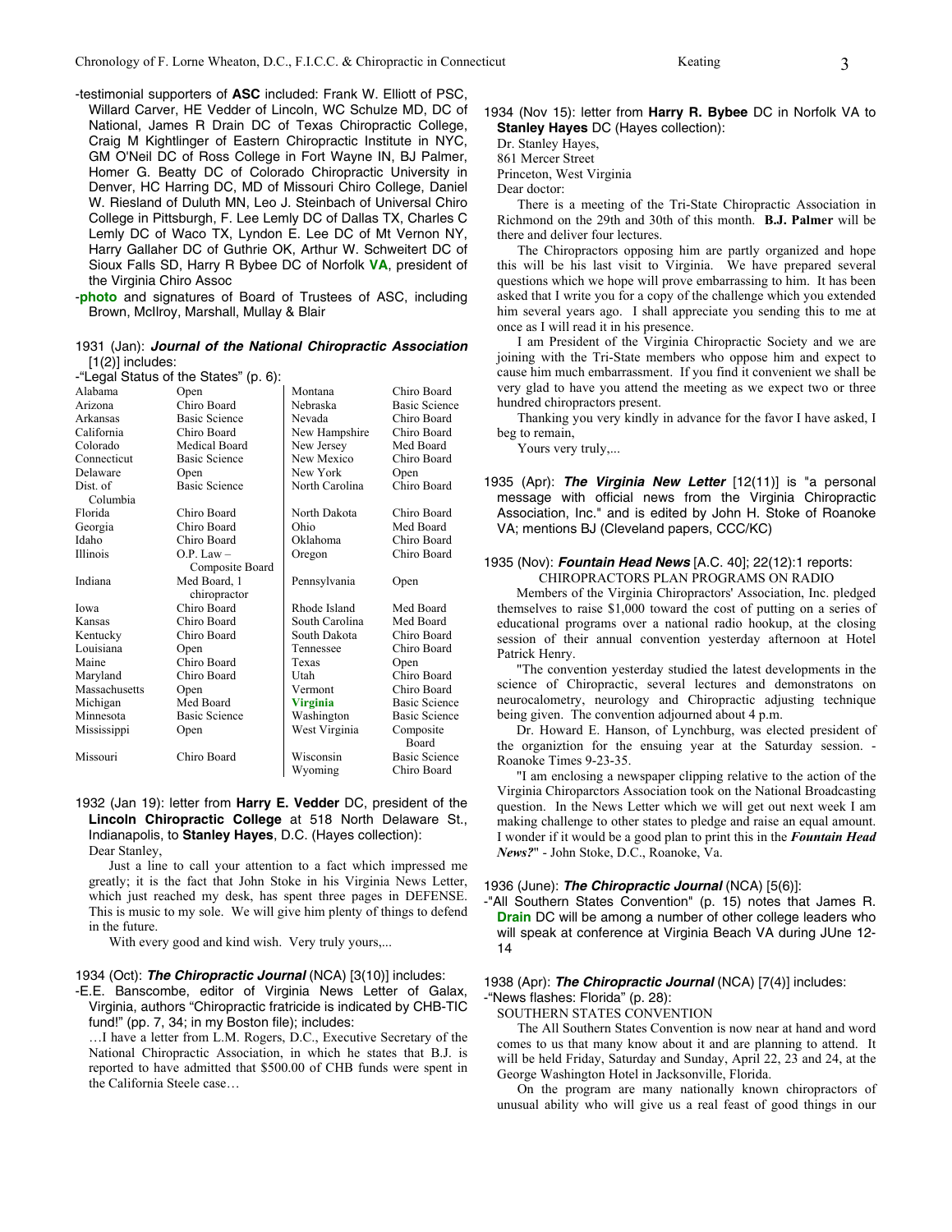-testimonial supporters of **ASC** included: Frank W. Elliott of PSC, Willard Carver, HE Vedder of Lincoln, WC Schulze MD, DC of National, James R Drain DC of Texas Chiropractic College, Craig M Kightlinger of Eastern Chiropractic Institute in NYC, GM O'Neil DC of Ross College in Fort Wayne IN, BJ Palmer, Homer G. Beatty DC of Colorado Chiropractic University in Denver, HC Harring DC, MD of Missouri Chiro College, Daniel W. Riesland of Duluth MN, Leo J. Steinbach of Universal Chiro College in Pittsburgh, F. Lee Lemly DC of Dallas TX, Charles C Lemly DC of Waco TX, Lyndon E. Lee DC of Mt Vernon NY, Harry Gallaher DC of Guthrie OK, Arthur W. Schweitert DC of Sioux Falls SD, Harry R Bybee DC of Norfolk **VA**, president of the Virginia Chiro Assoc

-**photo** and signatures of Board of Trustees of ASC, including Brown, McIlroy, Marshall, Mullay & Blair

1931 (Jan): ***Journal of the National Chiropractic Association*** [1(2)] includes:

-"Legal Status of the States" (p. 6):

| | | | |
|---|---|---|---|
| Alabama | Open | Montana | Chiro Board |
| Arizona | Chiro Board | Nebraska | Basic Science |
| Arkansas | Basic Science | Nevada | Chiro Board |
| California | Chiro Board | New Hampshire | Chiro Board |
| Colorado | Medical Board | New Jersey | Med Board |
| Connecticut | Basic Science | New Mexico | Chiro Board |
| Delaware | Open | New York | Open |
| Dist. of Columbia | Basic Science | North Carolina | Chiro Board |
| Florida | Chiro Board | North Dakota | Chiro Board |
| Georgia | Chiro Board | Ohio | Med Board |
| Idaho | Chiro Board | Oklahoma | Chiro Board |
| Illinois | O.P. Law – Composite Board | Oregon | Chiro Board |
| Indiana | Med Board, 1 chiropractor | Pennsylvania | Open |
| Iowa | Chiro Board | Rhode Island | Med Board |
| Kansas | Chiro Board | South Carolina | Med Board |
| Kentucky | Chiro Board | South Dakota | Chiro Board |
| Louisiana | Open | Tennessee | Chiro Board |
| Maine | Chiro Board | Texas | Open |
| Maryland | Chiro Board | Utah | Chiro Board |
| Massachusetts | Open | Vermont | Chiro Board |
| Michigan | Med Board | **Virginia** | Basic Science |
| Minnesota | Basic Science | Washington | Basic Science |
| Mississippi | Open | West Virginia | Composite Board |
| Missouri | Chiro Board | Wisconsin | Basic Science |
| | | Wyoming | Chiro Board |

1932 (Jan 19): letter from **Harry E. Vedder** DC, president of the **Lincoln Chiropractic College** at 518 North Delaware St., Indianapolis, to **Stanley Hayes**, D.C. (Hayes collection):

Dear Stanley,

Just a line to call your attention to a fact which impressed me greatly; it is the fact that John Stoke in his Virginia News Letter, which just reached my desk, has spent three pages in DEFENSE. This is music to my sole. We will give him plenty of things to defend in the future.

With every good and kind wish. Very truly yours,...

1934 (Oct): ***The Chiropractic Journal*** (NCA) [3(10)] includes:

-E.E. Banscombe, editor of Virginia News Letter of Galax, Virginia, authors "Chiropractic fratricide is indicated by CHB-TIC fund!" (pp. 7, 34; in my Boston file); includes:

…I have a letter from L.M. Rogers, D.C., Executive Secretary of the National Chiropractic Association, in which he states that B.J. is reported to have admitted that $500.00 of CHB funds were spent in the California Steele case…

1934 (Nov 15): letter from **Harry R. Bybee** DC in Norfolk VA to **Stanley Hayes** DC (Hayes collection):

Dr. Stanley Hayes,
861 Mercer Street
Princeton, West Virginia
Dear doctor:

There is a meeting of the Tri-State Chiropractic Association in Richmond on the 29th and 30th of this month. **B.J. Palmer** will be there and deliver four lectures.

The Chiropractors opposing him are partly organized and hope this will be his last visit to Virginia. We have prepared several questions which we hope will prove embarrassing to him. It has been asked that I write you for a copy of the challenge which you extended him several years ago. I shall appreciate you sending this to me at once as I will read it in his presence.

I am President of the Virginia Chiropractic Society and we are joining with the Tri-State members who oppose him and expect to cause him much embarrassment. If you find it convenient we shall be very glad to have you attend the meeting as we expect two or three hundred chiropractors present.

Thanking you very kindly in advance for the favor I have asked, I beg to remain,

Yours very truly,...

1935 (Apr): ***The Virginia New Letter*** [12(11)] is "a personal message with official news from the Virginia Chiropractic Association, Inc." and is edited by John H. Stoke of Roanoke VA; mentions BJ (Cleveland papers, CCC/KC)

1935 (Nov): ***Fountain Head News*** [A.C. 40]; 22(12):1 reports:

CHIROPRACTORS PLAN PROGRAMS ON RADIO

Members of the Virginia Chiropractors' Association, Inc. pledged themselves to raise $1,000 toward the cost of putting on a series of educational programs over a national radio hookup, at the closing session of their annual convention yesterday afternoon at Hotel Patrick Henry.

"The convention yesterday studied the latest developments in the science of Chiropractic, several lectures and demonstratons on neurocalometry, neurology and Chiropractic adjusting technique being given. The convention adjourned about 4 p.m.

Dr. Howard E. Hanson, of Lynchburg, was elected president of the organiztion for the ensuing year at the Saturday session. - Roanoke Times 9-23-35.

"I am enclosing a newspaper clipping relative to the action of the Virginia Chiroparctors Association took on the National Broadcasting question. In the News Letter which we will get out next week I am making challenge to other states to pledge and raise an equal amount. I wonder if it would be a good plan to print this in the ***Fountain Head News?***" - John Stoke, D.C., Roanoke, Va.

1936 (June): ***The Chiropractic Journal*** (NCA) [5(6)]:

-"All Southern States Convention" (p. 15) notes that James R. **Drain** DC will be among a number of other college leaders who will speak at conference at Virginia Beach VA during JUne 12-14

1938 (Apr): ***The Chiropractic Journal*** (NCA) [7(4)] includes:

-"News flashes: Florida" (p. 28):

SOUTHERN STATES CONVENTION

The All Southern States Convention is now near at hand and word comes to us that many know about it and are planning to attend. It will be held Friday, Saturday and Sunday, April 22, 23 and 24, at the George Washington Hotel in Jacksonville, Florida.

On the program are many nationally known chiropractors of unusual ability who will give us a real feast of good things in our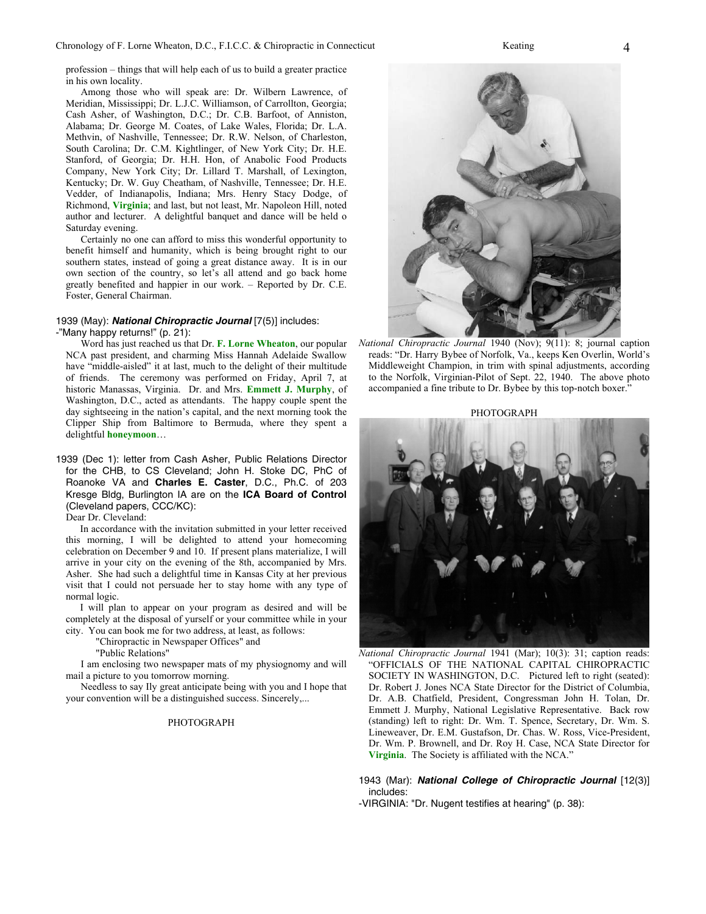profession – things that will help each of us to build a greater practice in his own locality.

Among those who will speak are: Dr. Wilbern Lawrence, of Meridian, Mississippi; Dr. L.J.C. Williamson, of Carrollton, Georgia; Cash Asher, of Washington, D.C.; Dr. C.B. Barfoot, of Anniston, Alabama; Dr. George M. Coates, of Lake Wales, Florida; Dr. L.A. Methvin, of Nashville, Tennessee; Dr. R.W. Nelson, of Charleston, South Carolina; Dr. C.M. Kightlinger, of New York City; Dr. H.E. Stanford, of Georgia; Dr. H.H. Hon, of Anabolic Food Products Company, New York City; Dr. Lillard T. Marshall, of Lexington, Kentucky; Dr. W. Guy Cheatham, of Nashville, Tennessee; Dr. H.E. Vedder, of Indianapolis, Indiana; Mrs. Henry Stacy Dodge, of Richmond, **Virginia**; and last, but not least, Mr. Napoleon Hill, noted author and lecturer. A delightful banquet and dance will be held o Saturday evening.

Certainly no one can afford to miss this wonderful opportunity to benefit himself and humanity, which is being brought right to our southern states, instead of going a great distance away. It is in our own section of the country, so let's all attend and go back home greatly benefited and happier in our work. – Reported by Dr. C.E. Foster, General Chairman.

1939 (May): ***National Chiropractic Journal*** [7(5)] includes:

-"Many happy returns!" (p. 21):

Word has just reached us that Dr. **F. Lorne Wheaton**, our popular NCA past president, and charming Miss Hannah Adelaide Swallow have "middle-aisled" it at last, much to the delight of their multitude of friends. The ceremony was performed on Friday, April 7, at historic Manassas, Virginia. Dr. and Mrs. **Emmett J. Murphy**, of Washington, D.C., acted as attendants. The happy couple spent the day sightseeing in the nation's capital, and the next morning took the Clipper Ship from Baltimore to Bermuda, where they spent a delightful **honeymoon**…

1939 (Dec 1): letter from Cash Asher, Public Relations Director for the CHB, to CS Cleveland; John H. Stoke DC, PhC of Roanoke VA and **Charles E. Caster**, D.C., Ph.C. of 203 Kresge Bldg, Burlington IA are on the **ICA Board of Control** (Cleveland papers, CCC/KC):

Dear Dr. Cleveland:

In accordance with the invitation submitted in your letter received this morning, I will be delighted to attend your homecoming celebration on December 9 and 10. If present plans materialize, I will arrive in your city on the evening of the 8th, accompanied by Mrs. Asher. She had such a delightful time in Kansas City at her previous visit that I could not persuade her to stay home with any type of normal logic.

I will plan to appear on your program as desired and will be completely at the disposal of yurself or your committee while in your city. You can book me for two address, at least, as follows:

"Chiropractic in Newspaper Offices" and

"Public Relations"

I am enclosing two newspaper mats of my physiognomy and will mail a picture to you tomorrow morning.

Needless to say Ily great anticipate being with you and I hope that your convention will be a distinguished success. Sincerely,...

PHOTOGRAPH

*National Chiropractic Journal* 1940 (Nov); 9(11): 8; journal caption reads: "Dr. Harry Bybee of Norfolk, Va., keeps Ken Overlin, World's Middleweight Champion, in trim with spinal adjustments, according to the Norfolk, Virginian-Pilot of Sept. 22, 1940. The above photo accompanied a fine tribute to Dr. Bybee by this top-notch boxer."

PHOTOGRAPH

*National Chiropractic Journal* 1941 (Mar); 10(3): 31; caption reads: "OFFICIALS OF THE NATIONAL CAPITAL CHIROPRACTIC SOCIETY IN WASHINGTON, D.C. Pictured left to right (seated): Dr. Robert J. Jones NCA State Director for the District of Columbia, Dr. A.B. Chatfield, President, Congressman John H. Tolan, Dr. Emmett J. Murphy, National Legislative Representative. Back row (standing) left to right: Dr. Wm. T. Spence, Secretary, Dr. Wm. S. Lineweaver, Dr. E.M. Gustafson, Dr. Chas. W. Ross, Vice-President, Dr. Wm. P. Brownell, and Dr. Roy H. Case, NCA State Director for **Virginia**. The Society is affiliated with the NCA."

1943 (Mar): ***National College of Chiropractic Journal*** [12(3)] includes:

-VIRGINIA: "Dr. Nugent testifies at hearing" (p. 38):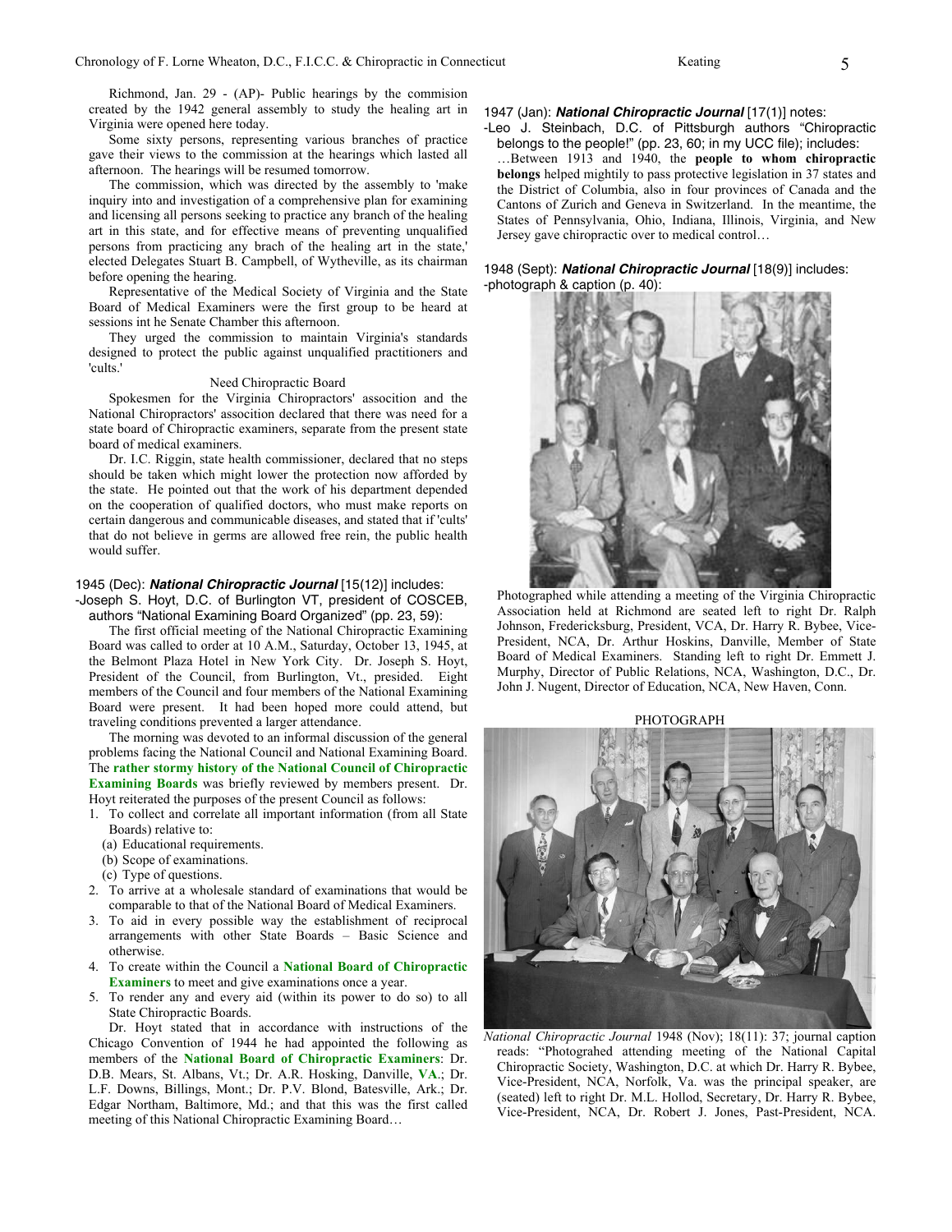Richmond, Jan. 29 - (AP)- Public hearings by the commision created by the 1942 general assembly to study the healing art in Virginia were opened here today.

Some sixty persons, representing various branches of practice gave their views to the commission at the hearings which lasted all afternoon. The hearings will be resumed tomorrow.

The commission, which was directed by the assembly to 'make inquiry into and investigation of a comprehensive plan for examining and licensing all persons seeking to practice any branch of the healing art in this state, and for effective means of preventing unqualified persons from practicing any brach of the healing art in the state,' elected Delegates Stuart B. Campbell, of Wytheville, as its chairman before opening the hearing.

Representative of the Medical Society of Virginia and the State Board of Medical Examiners were the first group to be heard at sessions int he Senate Chamber this afternoon.

They urged the commission to maintain Virginia's standards designed to protect the public against unqualified practitioners and 'cults.'

Need Chiropractic Board

Spokesmen for the Virginia Chiropractors' association and the National Chiropractors' association declared that there was need for a state board of Chiropractic examiners, separate from the present state board of medical examiners.

Dr. I.C. Riggin, state health commissioner, declared that no steps should be taken which might lower the protection now afforded by the state. He pointed out that the work of his department depended on the cooperation of qualified doctors, who must make reports on certain dangerous and communicable diseases, and stated that if 'cults' that do not believe in germs are allowed free rein, the public health would suffer.

1945 (Dec): ***National Chiropractic Journal*** [15(12)] includes:

-Joseph S. Hoyt, D.C. of Burlington VT, president of COSCEB, authors "National Examining Board Organized" (pp. 23, 59):

The first official meeting of the National Chiropractic Examining Board was called to order at 10 A.M., Saturday, October 13, 1945, at the Belmont Plaza Hotel in New York City. Dr. Joseph S. Hoyt, President of the Council, from Burlington, Vt., presided. Eight members of the Council and four members of the National Examining Board were present. It had been hoped more could attend, but traveling conditions prevented a larger attendance.

The morning was devoted to an informal discussion of the general problems facing the National Council and National Examining Board. The **rather stormy history of the National Council of Chiropractic Examining Boards** was briefly reviewed by members present. Dr. Hoyt reiterated the purposes of the present Council as follows:

1. To collect and correlate all important information (from all State Boards) relative to:
   (a) Educational requirements.
   (b) Scope of examinations.
   (c) Type of questions.
2. To arrive at a wholesale standard of examinations that would be comparable to that of the National Board of Medical Examiners.
3. To aid in every possible way the establishment of reciprocal arrangements with other State Boards – Basic Science and otherwise.
4. To create within the Council a **National Board of Chiropractic Examiners** to meet and give examinations once a year.
5. To render any and every aid (within its power to do so) to all State Chiropractic Boards.

Dr. Hoyt stated that in accordance with instructions of the Chicago Convention of 1944 he had appointed the following as members of the **National Board of Chiropractic Examiners**: Dr. D.B. Mears, St. Albans, Vt.; Dr. A.R. Hosking, Danville, **VA**.; Dr. L.F. Downs, Billings, Mont.; Dr. P.V. Blond, Batesville, Ark.; Dr. Edgar Northam, Baltimore, Md.; and that this was the first called meeting of this National Chiropractic Examining Board…

1947 (Jan): ***National Chiropractic Journal*** [17(1)] notes:

-Leo J. Steinbach, D.C. of Pittsburgh authors "Chiropractic belongs to the people!" (pp. 23, 60; in my UCC file); includes:

…Between 1913 and 1940, the **people to whom chiropractic belongs** helped mightily to pass protective legislation in 37 states and the District of Columbia, also in four provinces of Canada and the Cantons of Zurich and Geneva in Switzerland. In the meantime, the States of Pennsylvania, Ohio, Indiana, Illinois, Virginia, and New Jersey gave chiropractic over to medical control…

1948 (Sept): ***National Chiropractic Journal*** [18(9)] includes:

-photograph & caption (p. 40):

Photographed while attending a meeting of the Virginia Chiropractic Association held at Richmond are seated left to right Dr. Ralph Johnson, Fredericksburg, President, VCA, Dr. Harry R. Bybee, Vice-President, NCA, Dr. Arthur Hoskins, Danville, Member of State Board of Medical Examiners. Standing left to right Dr. Emmett J. Murphy, Director of Public Relations, NCA, Washington, D.C., Dr. John J. Nugent, Director of Education, NCA, New Haven, Conn.

PHOTOGRAPH

*National Chiropractic Journal* 1948 (Nov); 18(11): 37; journal caption reads: "Photograhed attending meeting of the National Capital Chiropractic Society, Washington, D.C. at which Dr. Harry R. Bybee, Vice-President, NCA, Norfolk, Va. was the principal speaker, are (seated) left to right Dr. M.L. Hollod, Secretary, Dr. Harry R. Bybee, Vice-President, NCA, Dr. Robert J. Jones, Past-President, NCA.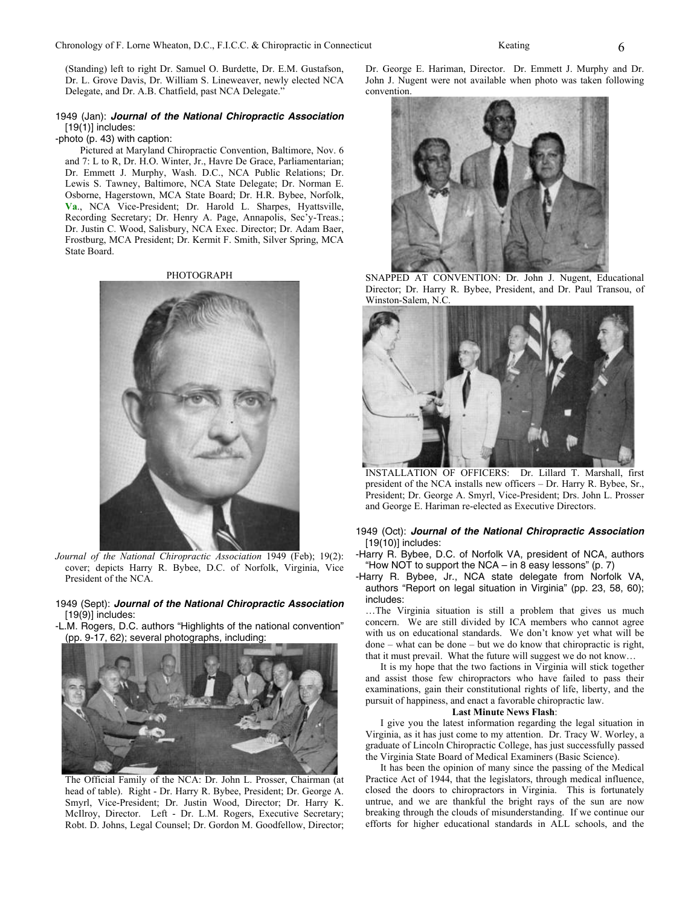(Standing) left to right Dr. Samuel O. Burdette, Dr. E.M. Gustafson, Dr. L. Grove Davis, Dr. William S. Lineweaver, newly elected NCA Delegate, and Dr. A.B. Chatfield, past NCA Delegate."

1949 (Jan): ***Journal of the National Chiropractic Association*** [19(1)] includes:

-photo (p. 43) with caption:

Pictured at Maryland Chiropractic Convention, Baltimore, Nov. 6 and 7: L to R, Dr. H.O. Winter, Jr., Havre De Grace, Parliamentarian; Dr. Emmett J. Murphy, Wash. D.C., NCA Public Relations; Dr. Lewis S. Tawney, Baltimore, NCA State Delegate; Dr. Norman E. Osborne, Hagerstown, MCA State Board; Dr. H.R. Bybee, Norfolk, Va., NCA Vice-President; Dr. Harold L. Sharpes, Hyattsville, Recording Secretary; Dr. Henry A. Page, Annapolis, Sec'y-Treas.; Dr. Justin C. Wood, Salisbury, NCA Exec. Director; Dr. Adam Baer, Frostburg, MCA President; Dr. Kermit F. Smith, Silver Spring, MCA State Board.

PHOTOGRAPH

*Journal of the National Chiropractic Association* 1949 (Feb); 19(2): cover; depicts Harry R. Bybee, D.C. of Norfolk, Virginia, Vice President of the NCA.

1949 (Sept): ***Journal of the National Chiropractic Association*** [19(9)] includes:

-L.M. Rogers, D.C. authors "Highlights of the national convention" (pp. 9-17, 62); several photographs, including:

The Official Family of the NCA: Dr. John L. Prosser, Chairman (at head of table). Right - Dr. Harry R. Bybee, President; Dr. George A. Smyrl, Vice-President; Dr. Justin Wood, Director; Dr. Harry K. McIlroy, Director. Left - Dr. L.M. Rogers, Executive Secretary; Robt. D. Johns, Legal Counsel; Dr. Gordon M. Goodfellow, Director; Dr. George E. Hariman, Director. Dr. Emmett J. Murphy and Dr. John J. Nugent were not available when photo was taken following convention.

SNAPPED AT CONVENTION: Dr. John J. Nugent, Educational Director; Dr. Harry R. Bybee, President, and Dr. Paul Transou, of Winston-Salem, N.C.

INSTALLATION OF OFFICERS: Dr. Lillard T. Marshall, first president of the NCA installs new officers – Dr. Harry R. Bybee, Sr., President; Dr. George A. Smyrl, Vice-President; Drs. John L. Prosser and George E. Hariman re-elected as Executive Directors.

1949 (Oct): ***Journal of the National Chiropractic Association*** [19(10)] includes:

-Harry R. Bybee, D.C. of Norfolk VA, president of NCA, authors "How NOT to support the NCA – in 8 easy lessons" (p. 7)

-Harry R. Bybee, Jr., NCA state delegate from Norfolk VA, authors "Report on legal situation in Virginia" (pp. 23, 58, 60); includes:

…The Virginia situation is still a problem that gives us much concern. We are still divided by ICA members who cannot agree with us on educational standards. We don't know yet what will be done – what can be done – but we do know that chiropractic is right, that it must prevail. What the future will suggest we do not know…

It is my hope that the two factions in Virginia will stick together and assist those few chiropractors who have failed to pass their examinations, gain their constitutional rights of life, liberty, and the pursuit of happiness, and enact a favorable chiropractic law.

**Last Minute News Flash**:

I give you the latest information regarding the legal situation in Virginia, as it has just come to my attention. Dr. Tracy W. Worley, a graduate of Lincoln Chiropractic College, has just successfully passed the Virginia State Board of Medical Examiners (Basic Science).

It has been the opinion of many since the passing of the Medical Practice Act of 1944, that the legislators, through medical influence, closed the doors to chiropractors in Virginia. This is fortunately untrue, and we are thankful the bright rays of the sun are now breaking through the clouds of misunderstanding. If we continue our efforts for higher educational standards in ALL schools, and the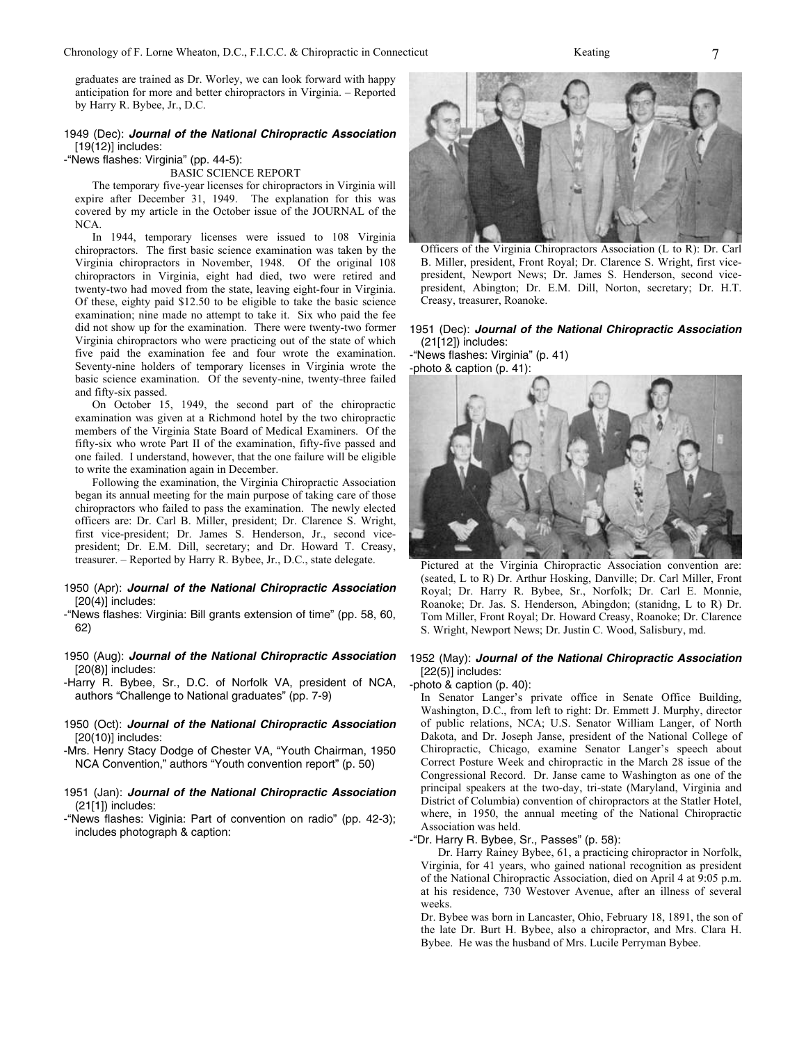graduates are trained as Dr. Worley, we can look forward with happy anticipation for more and better chiropractors in Virginia. – Reported by Harry R. Bybee, Jr., D.C.

1949 (Dec): ***Journal of the National Chiropractic Association*** [19(12)] includes:

-"News flashes: Virginia" (pp. 44-5):

BASIC SCIENCE REPORT

The temporary five-year licenses for chiropractors in Virginia will expire after December 31, 1949. The explanation for this was covered by my article in the October issue of the JOURNAL of the NCA.

In 1944, temporary licenses were issued to 108 Virginia chiropractors. The first basic science examination was taken by the Virginia chiropractors in November, 1948. Of the original 108 chiropractors in Virginia, eight had died, two were retired and twenty-two had moved from the state, leaving eight-four in Virginia. Of these, eighty paid $12.50 to be eligible to take the basic science examination; nine made no attempt to take it. Six who paid the fee did not show up for the examination. There were twenty-two former Virginia chiropractors who were practicing out of the state of which five paid the examination fee and four wrote the examination. Seventy-nine holders of temporary licenses in Virginia wrote the basic science examination. Of the seventy-nine, twenty-three failed and fifty-six passed.

On October 15, 1949, the second part of the chiropractic examination was given at a Richmond hotel by the two chiropractic members of the Virginia State Board of Medical Examiners. Of the fifty-six who wrote Part II of the examination, fifty-five passed and one failed. I understand, however, that the one failure will be eligible to write the examination again in December.

Following the examination, the Virginia Chiropractic Association began its annual meeting for the main purpose of taking care of those chiropractors who failed to pass the examination. The newly elected officers are: Dr. Carl B. Miller, president; Dr. Clarence S. Wright, first vice-president; Dr. James S. Henderson, Jr., second vice-president; Dr. E.M. Dill, secretary; and Dr. Howard T. Creasy, treasurer. – Reported by Harry R. Bybee, Jr., D.C., state delegate.

1950 (Apr): ***Journal of the National Chiropractic Association*** [20(4)] includes:

-"News flashes: Virginia: Bill grants extension of time" (pp. 58, 60, 62)

1950 (Aug): ***Journal of the National Chiropractic Association*** [20(8)] includes:

-Harry R. Bybee, Sr., D.C. of Norfolk VA, president of NCA, authors "Challenge to National graduates" (pp. 7-9)

1950 (Oct): ***Journal of the National Chiropractic Association*** [20(10)] includes:

-Mrs. Henry Stacy Dodge of Chester VA, "Youth Chairman, 1950 NCA Convention," authors "Youth convention report" (p. 50)

1951 (Jan): ***Journal of the National Chiropractic Association*** (21[1]) includes:

-"News flashes: Vigrinia: Part of convention on radio" (pp. 42-3); includes photograph & caption:

Officers of the Virginia Chiropractors Association (L to R): Dr. Carl B. Miller, president, Front Royal; Dr. Clarence S. Wright, first vice-president, Newport News; Dr. James S. Henderson, second vice-president, Abington; Dr. E.M. Dill, Norton, secretary; Dr. H.T. Creasy, treasurer, Roanoke.

1951 (Dec): ***Journal of the National Chiropractic Association*** (21[12]) includes:

-"News flashes: Virginia" (p. 41)

-photo & caption (p. 41):

Pictured at the Virginia Chiropractic Association convention are: (seated, L to R) Dr. Arthur Hosking, Danville; Dr. Carl Miller, Front Royal; Dr. Harry R. Bybee, Sr., Norfolk; Dr. Carl E. Monnie, Roanoke; Dr. Jas. S. Henderson, Abingdon; (stanidng, L to R) Dr. Tom Miller, Front Royal; Dr. Howard Creasy, Roanoke; Dr. Clarence S. Wright, Newport News; Dr. Justin C. Wood, Salisbury, md.

1952 (May): ***Journal of the National Chiropractic Association*** [22(5)] includes:

-photo & caption (p. 40):

In Senator Langer's private office in Senate Office Building, Washington, D.C., from left to right: Dr. Emmett J. Murphy, director of public relations, NCA; U.S. Senator William Langer, of North Dakota, and Dr. Joseph Janse, president of the National College of Chiropractic, Chicago, examine Senator Langer's speech about Correct Posture Week and chiropractic in the March 28 issue of the Congressional Record. Dr. Janse came to Washington as one of the principal speakers at the two-day, tri-state (Maryland, Virginia and District of Columbia) convention of chiropractors at the Statler Hotel, where, in 1950, the annual meeting of the National Chiropractic Association was held.

-"Dr. Harry R. Bybee, Sr., Passes" (p. 58):

Dr. Harry Rainey Bybee, 61, a practicing chiropractor in Norfolk, Virginia, for 41 years, who gained national recognition as president of the National Chiropractic Association, died on April 4 at 9:05 p.m. at his residence, 730 Westover Avenue, after an illness of several weeks.

Dr. Bybee was born in Lancaster, Ohio, February 18, 1891, the son of the late Dr. Burt H. Bybee, also a chiropractor, and Mrs. Clara H. Bybee. He was the husband of Mrs. Lucile Perryman Bybee.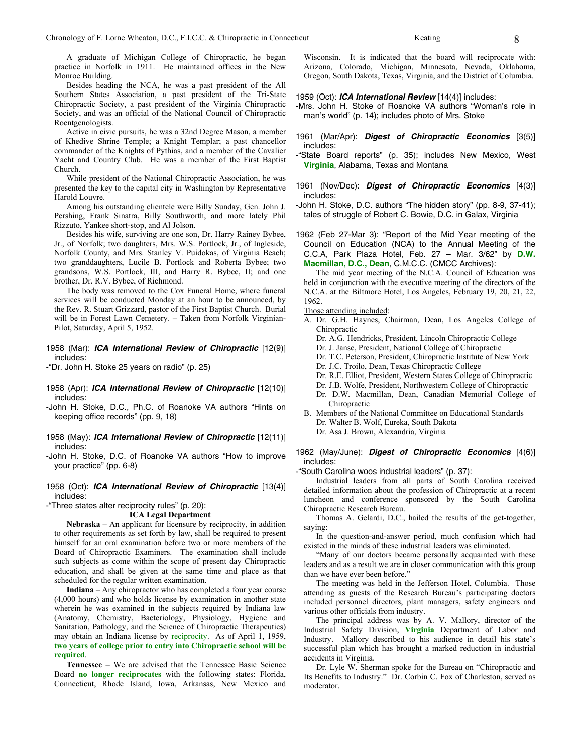A graduate of Michigan College of Chiropractic, he began practice in Norfolk in 1911. He maintained offices in the New Monroe Building.

Besides heading the NCA, he was a past president of the All Southern States Association, a past president of the Tri-State Chiropractic Society, a past president of the Virginia Chiropractic Society, and was an official of the National Council of Chiropractic Roentgenologists.

Active in civic pursuits, he was a 32nd Degree Mason, a member of Khedive Shrine Temple; a Knight Templar; a past chancellor commander of the Knights of Pythias, and a member of the Cavalier Yacht and Country Club. He was a member of the First Baptist Church.

While president of the National Chiropractic Association, he was presented the key to the capital city in Washington by Representative Harold Louvre.

Among his outstanding clientele were Billy Sunday, Gen. John J. Pershing, Frank Sinatra, Billy Southworth, and more lately Phil Rizzuto, Yankee short-stop, and Al Jolson.

Besides his wife, surviving are one son, Dr. Harry Rainey Bybee, Jr., of Norfolk; two daughters, Mrs. W.S. Portlock, Jr., of Ingleside, Norfolk County, and Mrs. Stanley V. Puidokas, of Virginia Beach; two granddaughters, Lucile B. Portlock and Roberta Bybee; two grandsons, W.S. Portlock, III, and Harry R. Bybee, II; and one brother, Dr. R.V. Bybee, of Richmond.

The body was removed to the Cox Funeral Home, where funeral services will be conducted Monday at an hour to be announced, by the Rev. R. Stuart Grizzard, pastor of the First Baptist Church. Burial will be in Forest Lawn Cemetery. – Taken from Norfolk Virginian-Pilot, Saturday, April 5, 1952.

1958 (Mar): ***ICA International Review of Chiropractic*** [12(9)] includes:

-"Dr. John H. Stoke 25 years on radio" (p. 25)

1958 (Apr): ***ICA International Review of Chiropractic*** [12(10)] includes:

-John H. Stoke, D.C., Ph.C. of Roanoke VA authors "Hints on keeping office records" (pp. 9, 18)

1958 (May): ***ICA International Review of Chiropractic*** [12(11)] includes:

-John H. Stoke, D.C. of Roanoke VA authors "How to improve your practice" (pp. 6-8)

1958 (Oct): ***ICA International Review of Chiropractic*** [13(4)] includes:

-"Three states alter reciprocity rules" (p. 20):

**ICA Legal Department**

**Nebraska** – An applicant for licensure by reciprocity, in addition to other requirements as set forth by law, shall be required to present himself for an oral examination before two or more members of the Board of Chiropractic Examiners. The examination shall include such subjects as come within the scope of present day Chiropractic education, and shall be given at the same time and place as that scheduled for the regular written examination.

**Indiana** – Any chiropractor who has completed a four year course (4,000 hours) and who holds license by examination in another state wherein he was examined in the subjects required by Indiana law (Anatomy, Chemistry, Bacteriology, Physiology, Hygiene and Sanitation, Pathology, and the Science of Chiropractic Therapeutics) may obtain an Indiana license by reciprocity. As of April 1, 1959, **two years of college prior to entry into Chiropractic school will be required**.

**Tennessee** – We are advised that the Tennessee Basic Science Board **no longer reciprocates** with the following states: Florida, Connecticut, Rhode Island, Iowa, Arkansas, New Mexico and Wisconsin. It is indicated that the board will reciprocate with: Arizona, Colorado, Michigan, Minnesota, Nevada, Oklahoma, Oregon, South Dakota, Texas, Virginia, and the District of Columbia.

1959 (Oct): ***ICA International Review*** [14(4)] includes:

-Mrs. John H. Stoke of Roanoke VA authors "Woman's role in man's world" (p. 14); includes photo of Mrs. Stoke

1961 (Mar/Apr): ***Digest of Chiropractic Economics*** [3(5)] includes:

-"State Board reports" (p. 35); includes New Mexico, West **Virginia**, Alabama, Texas and Montana

1961 (Nov/Dec): ***Digest of Chiropractic Economics*** [4(3)] includes:

-John H. Stoke, D.C. authors "The hidden story" (pp. 8-9, 37-41); tales of struggle of Robert C. Bowie, D.C. in Galax, Virginia

1962 (Feb 27-Mar 3): "Report of the Mid Year meeting of the Council on Education (NCA) to the Annual Meeting of the C.C.A, Park Plaza Hotel, Feb. 27 – Mar. 3/62" by **D.W. Macmillan, D.C., Dean**, C.M.C.C. (CMCC Archives):

The mid year meeting of the N.C.A. Council of Education was held in conjunction with the executive meeting of the directors of the N.C.A. at the Biltmore Hotel, Los Angeles, February 19, 20, 21, 22, 1962.

Those attending included:

A. Dr. G.H. Haynes, Chairman, Dean, Los Angeles College of Chiropractic
   Dr. A.G. Hendricks, President, Lincoln Chiropractic College
   Dr. J. Janse, President, National College of Chiropractic
   Dr. T.C. Peterson, President, Chiropractic Institute of New York
   Dr. J.C. Troilo, Dean, Texas Chiropractic College
   Dr. R.E. Elliot, President, Western States College of Chiropractic
   Dr. J.B. Wolfe, President, Northwestern College of Chiropractic
   Dr. D.W. Macmillan, Dean, Canadian Memorial College of Chiropractic
B. Members of the National Committee on Educational Standards
   Dr. Walter B. Wolf, Eureka, South Dakota
   Dr. Asa J. Brown, Alexandria, Virginia

1962 (May/June): ***Digest of Chiropractic Economics*** [4(6)] includes:

-"South Carolina woos industrial leaders" (p. 37):

Industrial leaders from all parts of South Carolina received detailed information about the profession of Chiropractic at a recent luncheon and conference sponsored by the South Carolina Chiropractic Research Bureau.

Thomas A. Gelardi, D.C., hailed the results of the get-together, saying:

In the question-and-answer period, much confusion which had existed in the minds of these industrial leaders was eliminated.

"Many of our doctors became personally acquainted with these leaders and as a result we are in closer communication with this group than we have ever been before."

The meeting was held in the Jefferson Hotel, Columbia. Those attending as guests of the Research Bureau's participating doctors included personnel directors, plant managers, safety engineers and various other officials from industry.

The principal address was by A. V. Mallory, director of the Industrial Safety Division, **Virginia** Department of Labor and Industry. Mallory described to his audience in detail his state's successful plan which has brought a marked reduction in industrial accidents in Virginia.

Dr. Lyle W. Sherman spoke for the Bureau on "Chiropractic and Its Benefits to Industry." Dr. Corbin C. Fox of Charleston, served as moderator.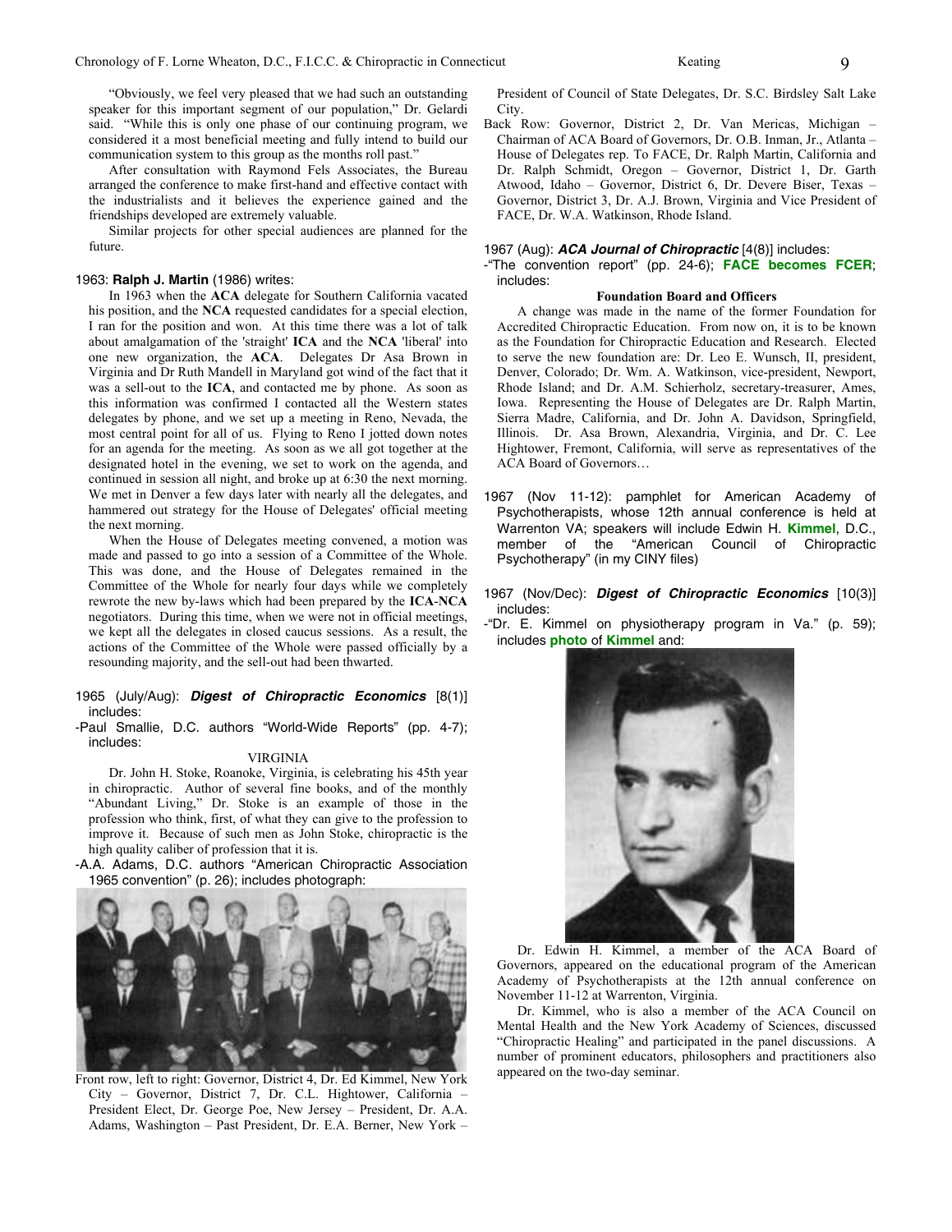"Obviously, we feel very pleased that we had such an outstanding speaker for this important segment of our population," Dr. Gelardi said. "While this is only one phase of our continuing program, we considered it a most beneficial meeting and fully intend to build our communication system to this group as the months roll past."

After consultation with Raymond Fels Associates, the Bureau arranged the conference to make first-hand and effective contact with the industrialists and it believes the experience gained and the friendships developed are extremely valuable.

Similar projects for other special audiences are planned for the future.

1963: **Ralph J. Martin** (1986) writes:

In 1963 when the **ACA** delegate for Southern California vacated his position, and the **NCA** requested candidates for a special election, I ran for the position and won. At this time there was a lot of talk about amalgamation of the 'straight' **ICA** and the **NCA** 'liberal' into one new organization, the **ACA**. Delegates Dr Asa Brown in Virginia and Dr Ruth Mandell in Maryland got wind of the fact that it was a sell-out to the **ICA**, and contacted me by phone. As soon as this information was confirmed I contacted all the Western states delegates by phone, and we set up a meeting in Reno, Nevada, the most central point for all of us. Flying to Reno I jotted down notes for an agenda for the meeting. As soon as we all got together at the designated hotel in the evening, we set to work on the agenda, and continued in session all night, and broke up at 6:30 the next morning. We met in Denver a few days later with nearly all the delegates, and hammered out strategy for the House of Delegates' official meeting the next morning.

When the House of Delegates meeting convened, a motion was made and passed to go into a session of a Committee of the Whole. This was done, and the House of Delegates remained in the Committee of the Whole for nearly four days while we completely rewrote the new by-laws which had been prepared by the **ICA**-**NCA** negotiators. During this time, when we were not in official meetings, we kept all the delegates in closed caucus sessions. As a result, the actions of the Committee of the Whole were passed officially by a resounding majority, and the sell-out had been thwarted.

1965 (July/Aug): ***Digest of Chiropractic Economics*** [8(1)] includes:

-Paul Smallie, D.C. authors "World-Wide Reports" (pp. 4-7); includes:

VIRGINIA

Dr. John H. Stoke, Roanoke, Virginia, is celebrating his 45th year in chiropractic. Author of several fine books, and of the monthly "Abundant Living," Dr. Stoke is an example of those in the profession who think, first, of what they can give to the profession to improve it. Because of such men as John Stoke, chiropractic is the high quality caliber of profession that it is.

-A.A. Adams, D.C. authors "American Chiropractic Association 1965 convention" (p. 26); includes photograph:

Front row, left to right: Governor, District 4, Dr. Ed Kimmel, New York City – Governor, District 7, Dr. C.L. Hightower, California – President Elect, Dr. George Poe, New Jersey – President, Dr. A.A. Adams, Washington – Past President, Dr. E.A. Berner, New York – President of Council of State Delegates, Dr. S.C. Birdsley Salt Lake City.

Back Row: Governor, District 2, Dr. Van Mericas, Michigan – Chairman of ACA Board of Governors, Dr. O.B. Inman, Jr., Atlanta – House of Delegates rep. To FACE, Dr. Ralph Martin, California and Dr. Ralph Schmidt, Oregon – Governor, District 1, Dr. Garth Atwood, Idaho – Governor, District 6, Dr. Devere Biser, Texas – Governor, District 3, Dr. A.J. Brown, Virginia and Vice President of FACE, Dr. W.A. Watkinson, Rhode Island.

1967 (Aug): ***ACA Journal of Chiropractic*** [4(8)] includes:

-"The convention report" (pp. 24-6); **FACE becomes FCER**; includes:

**Foundation Board and Officers**

A change was made in the name of the former Foundation for Accredited Chiropractic Education. From now on, it is to be known as the Foundation for Chiropractic Education and Research. Elected to serve the new foundation are: Dr. Leo E. Wunsch, II, president, Denver, Colorado; Dr. Wm. A. Watkinson, vice-president, Newport, Rhode Island; and Dr. A.M. Schierholz, secretary-treasurer, Ames, Iowa. Representing the House of Delegates are Dr. Ralph Martin, Sierra Madre, California, and Dr. John A. Davidson, Springfield, Illinois. Dr. Asa Brown, Alexandria, Virginia, and Dr. C. Lee Hightower, Fremont, California, will serve as representatives of the ACA Board of Governors…

1967 (Nov 11-12): pamphlet for American Academy of Psychotherapists, whose 12th annual conference is held at Warrenton VA; speakers will include Edwin H. **Kimmel**, D.C., member of the "American Council of Chiropractic Psychotherapy" (in my CINY files)

1967 (Nov/Dec): ***Digest of Chiropractic Economics*** [10(3)] includes:

-"Dr. E. Kimmel on physiotherapy program in Va." (p. 59); includes **photo** of **Kimmel** and:

Dr. Edwin H. Kimmel, a member of the ACA Board of Governors, appeared on the educational program of the American Academy of Psychotherapists at the 12th annual conference on November 11-12 at Warrenton, Virginia.

Dr. Kimmel, who is also a member of the ACA Council on Mental Health and the New York Academy of Sciences, discussed "Chiropractic Healing" and participated in the panel discussions. A number of prominent educators, philosophers and practitioners also appeared on the two-day seminar.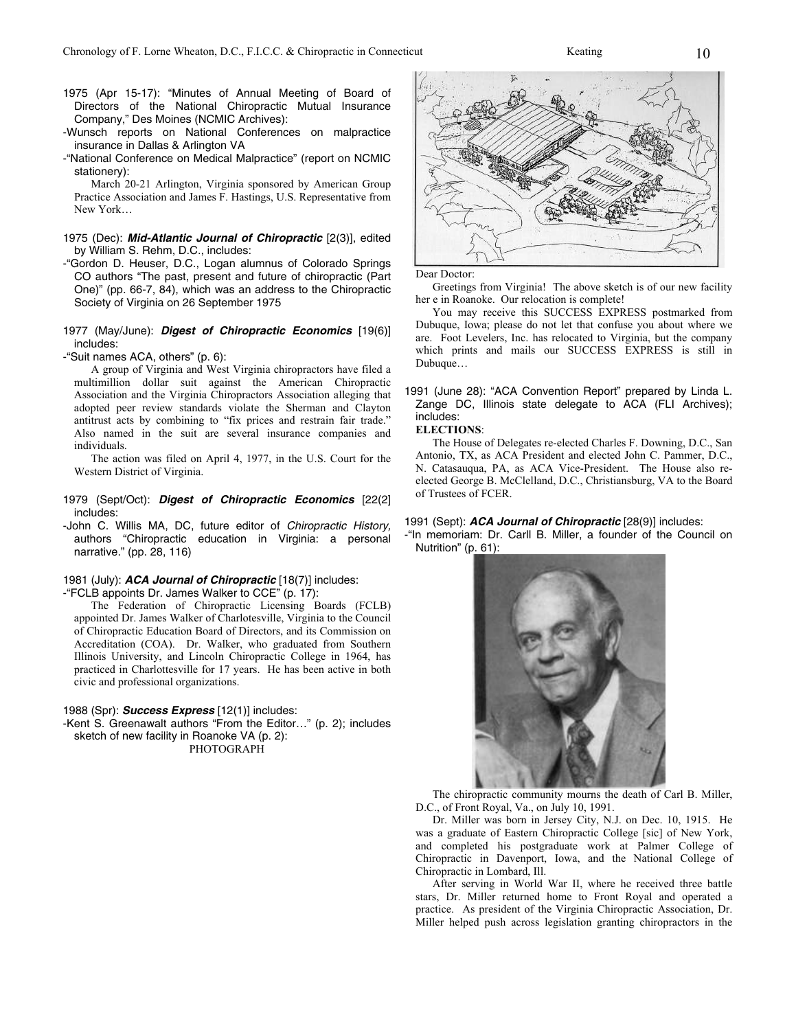1975 (Apr 15-17): "Minutes of Annual Meeting of Board of Directors of the National Chiropractic Mutual Insurance Company," Des Moines (NCMIC Archives):

-Wunsch reports on National Conferences on malpractice insurance in Dallas & Arlington VA

-"National Conference on Medical Malpractice" (report on NCMIC stationery):

> March 20-21 Arlington, Virginia sponsored by American Group Practice Association and James F. Hastings, U.S. Representative from New York…

1975 (Dec): ***Mid-Atlantic Journal of Chiropractic*** [2(3)], edited by William S. Rehm, D.C., includes:

-"Gordon D. Heuser, D.C., Logan alumnus of Colorado Springs CO authors "The past, present and future of chiropractic (Part One)" (pp. 66-7, 84), which was an address to the Chiropractic Society of Virginia on 26 September 1975

1977 (May/June): ***Digest of Chiropractic Economics*** [19(6)] includes:

-"Suit names ACA, others" (p. 6):

> A group of Virginia and West Virginia chiropractors have filed a multimillion dollar suit against the American Chiropractic Association and the Virginia Chiropractors Association alleging that adopted peer review standards violate the Sherman and Clayton antitrust acts by combining to "fix prices and restrain fair trade." Also named in the suit are several insurance companies and individuals.
>
> The action was filed on April 4, 1977, in the U.S. Court for the Western District of Virginia.

1979 (Sept/Oct): ***Digest of Chiropractic Economics*** [22(2] includes:

-John C. Willis MA, DC, future editor of *Chiropractic History,* authors "Chiropractic education in Virginia: a personal narrative." (pp. 28, 116)

1981 (July): ***ACA Journal of Chiropractic*** [18(7)] includes:

-"FCLB appoints Dr. James Walker to CCE" (p. 17):

> The Federation of Chiropractic Licensing Boards (FCLB) appointed Dr. James Walker of Charlotesville, Virginia to the Council of Chiropractic Education Board of Directors, and its Commission on Accreditation (COA). Dr. Walker, who graduated from Southern Illinois University, and Lincoln Chiropractic College in 1964, has practiced in Charlottesville for 17 years. He has been active in both civic and professional organizations.

1988 (Spr): ***Success Express*** [12(1)] includes:

-Kent S. Greenawalt authors "From the Editor…" (p. 2); includes sketch of new facility in Roanoke VA (p. 2):

PHOTOGRAPH

> Dear Doctor:
>
> Greetings from Virginia! The above sketch is of our new facility her e in Roanoke. Our relocation is complete!
>
> You may receive this SUCCESS EXPRESS postmarked from Dubuque, Iowa; please do not let that confuse you about where we are. Foot Levelers, Inc. has relocated to Virginia, but the company which prints and mails our SUCCESS EXPRESS is still in Dubuque…

1991 (June 28): "ACA Convention Report" prepared by Linda L. Zange DC, Illinois state delegate to ACA (FLI Archives); includes:

> **ELECTIONS**:
>
> The House of Delegates re-elected Charles F. Downing, D.C., San Antonio, TX, as ACA President and elected John C. Pammer, D.C., N. Catasauqua, PA, as ACA Vice-President. The House also re-elected George B. McClelland, D.C., Christiansburg, VA to the Board of Trustees of FCER.

1991 (Sept): ***ACA Journal of Chiropractic*** [28(9)] includes:

-"In memoriam: Dr. Carll B. Miller, a founder of the Council on Nutrition" (p. 61):

> The chiropractic community mourns the death of Carl B. Miller, D.C., of Front Royal, Va., on July 10, 1991.
>
> Dr. Miller was born in Jersey City, N.J. on Dec. 10, 1915. He was a graduate of Eastern Chiropractic College [sic] of New York, and completed his postgraduate work at Palmer College of Chiropractic in Davenport, Iowa, and the National College of Chiropractic in Lombard, Ill.
>
> After serving in World War II, where he received three battle stars, Dr. Miller returned home to Front Royal and operated a practice. As president of the Virginia Chiropractic Association, Dr. Miller helped push across legislation granting chiropractors in the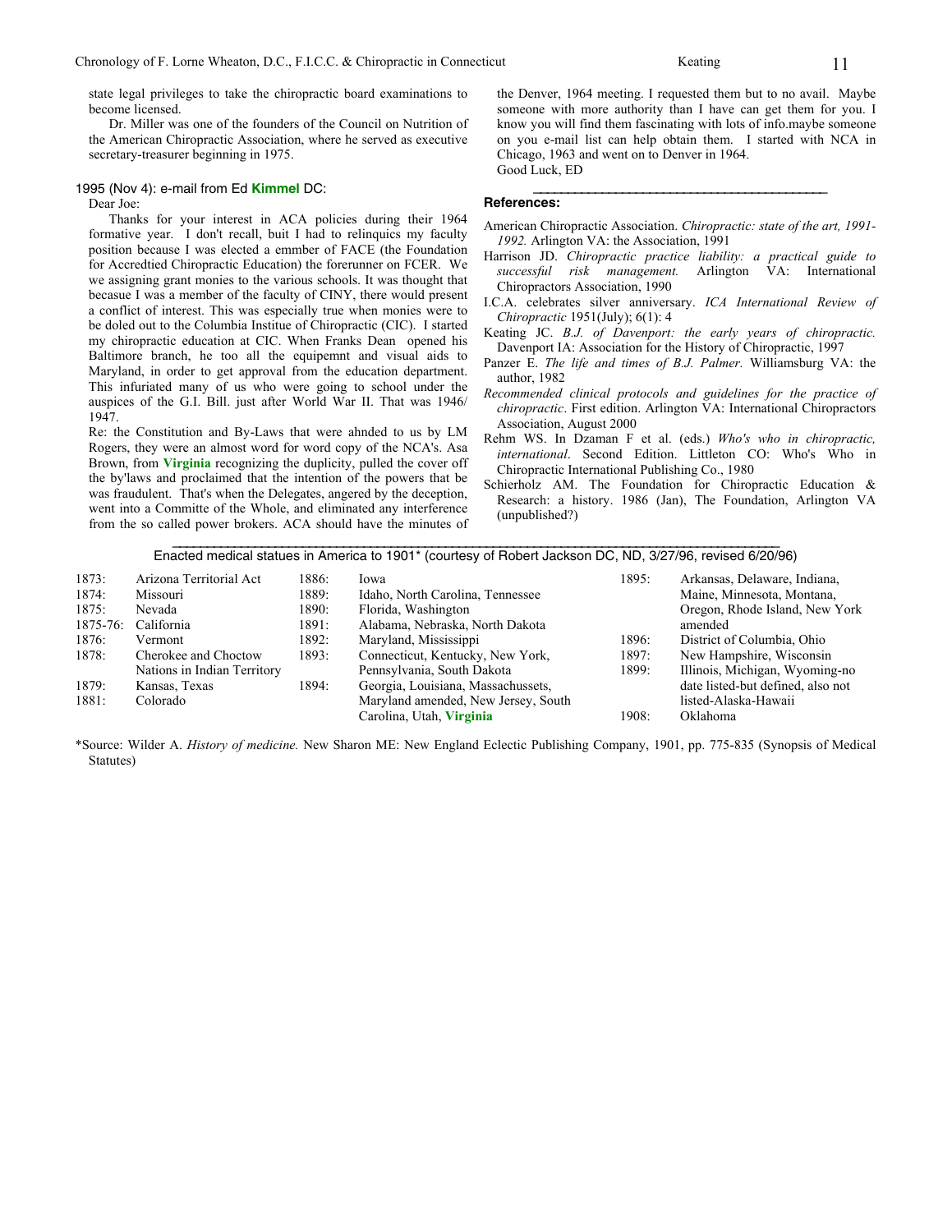state legal privileges to take the chiropractic board examinations to become licensed.

Dr. Miller was one of the founders of the Council on Nutrition of the American Chiropractic Association, where he served as executive secretary-treasurer beginning in 1975.

1995 (Nov 4): e-mail from Ed **Kimmel** DC:

Dear Joe:

Thanks for your interest in ACA policies during their 1964 formative year. I don't recall, buit I had to relinquics my faculty position because I was elected a emmber of FACE (the Foundation for Accredtied Chiropractic Education) the forerunner on FCER. We we assigning grant monies to the various schools. It was thought that becasue I was a member of the faculty of CINY, there would present a conflict of interest. This was especially true when monies were to be doled out to the Columbia Institue of Chiropractic (CIC). I started my chiropractic education at CIC. When Franks Dean opened his Baltimore branch, he too all the equipemnt and visual aids to Maryland, in order to get approval from the education department. This infuriated many of us who were going to school under the auspices of the G.I. Bill. just after World War II. That was 1946/ 1947.

Re: the Constitution and By-Laws that were ahnded to us by LM Rogers, they were an almost word for word copy of the NCA's. Asa Brown, from **Virginia** recognizing the duplicity, pulled the cover off the by'laws and proclaimed that the intention of the powers that be was fraudulent. That's when the Delegates, angered by the deception, went into a Committe of the Whole, and eliminated any interference from the so called power brokers. ACA should have the minutes of the Denver, 1964 meeting. I requested them but to no avail. Maybe someone with more authority than I have can get them for you. I know you will find them fascinating with lots of info.maybe someone on you e-mail list can help obtain them. I started with NCA in Chicago, 1963 and went on to Denver in 1964.

Good Luck, ED

---

## References:

American Chiropractic Association. *Chiropractic: state of the art, 1991-1992.* Arlington VA: the Association, 1991

Harrison JD. *Chiropractic practice liability: a practical guide to successful risk management.* Arlington VA: International Chiropractors Association, 1990

I.C.A. celebrates silver anniversary. *ICA International Review of Chiropractic* 1951(July); 6(1): 4

Keating JC. *B.J. of Davenport: the early years of chiropractic.* Davenport IA: Association for the History of Chiropractic, 1997

Panzer E. *The life and times of B.J. Palmer.* Williamsburg VA: the author, 1982

*Recommended clinical protocols and guidelines for the practice of chiropractic*. First edition. Arlington VA: International Chiropractors Association, August 2000

Rehm WS. In Dzaman F et al. (eds.) *Who's who in chiropractic, international*. Second Edition. Littleton CO: Who's Who in Chiropractic International Publishing Co., 1980

Schierholz AM. The Foundation for Chiropractic Education & Research: a history. 1986 (Jan), The Foundation, Arlington VA (unpublished?)

---

Enacted medical statues in America to 1901* (courtesy of Robert Jackson DC, ND, 3/27/96, revised 6/20/96)

| | | | | | |
|---|---|---|---|---|---|
| 1873: | Arizona Territorial Act | 1886: | Iowa | 1895: | Arkansas, Delaware, Indiana, Maine, Minnesota, Montana, Oregon, Rhode Island, New York amended |
| 1874: | Missouri | 1889: | Idaho, North Carolina, Tennessee | | |
| 1875: | Nevada | 1890: | Florida, Washington | | |
| 1875-76: | California | 1891: | Alabama, Nebraska, North Dakota | | |
| 1876: | Vermont | 1892: | Maryland, Mississippi | 1896: | District of Columbia, Ohio |
| 1878: | Cherokee and Choctow Nations in Indian Territory | 1893: | Connecticut, Kentucky, New York, Pennsylvania, South Dakota | 1897: | New Hampshire, Wisconsin |
| 1879: | Kansas, Texas | 1894: | Georgia, Louisiana, Massachussets, Maryland amended, New Jersey, South Carolina, Utah, **Virginia** | 1899: | Illinois, Michigan, Wyoming-no date listed-but defined, also not listed-Alaska-Hawaii |
| 1881: | Colorado | | | 1908: | Oklahoma |

*Source: Wilder A. *History of medicine.* New Sharon ME: New England Eclectic Publishing Company, 1901, pp. 775-835 (Synopsis of Medical Statutes)